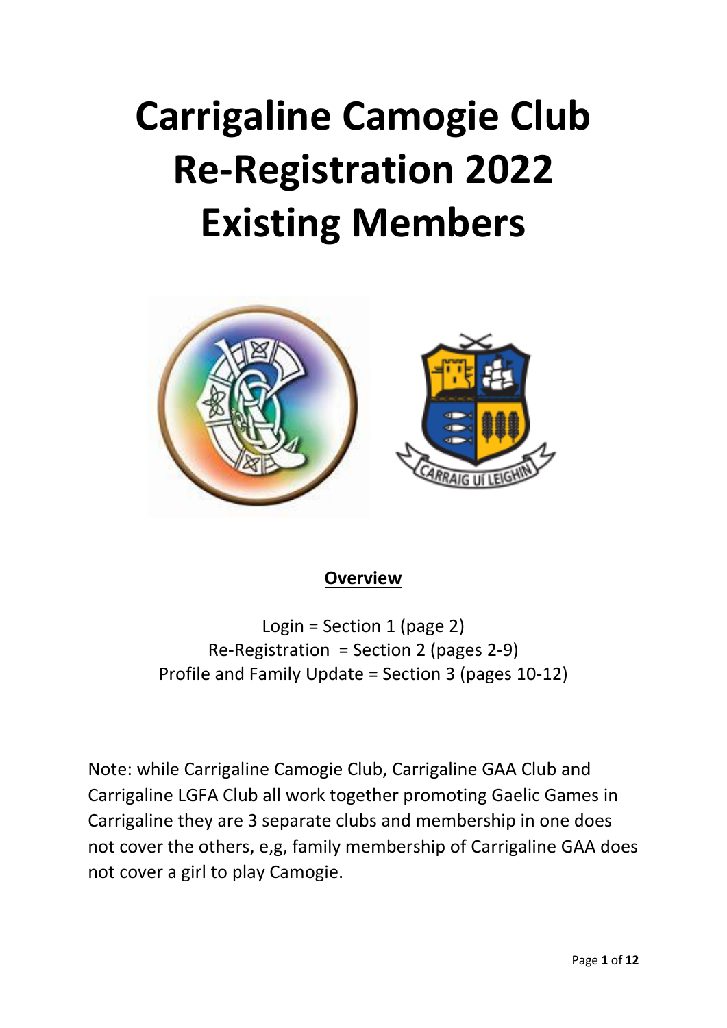# Carrigaline Camogie Club Re-Registration 2022 Existing Members

**Overview**

Login = Section 1 (page 2)
Re-Registration = Section 2 (pages 2-9)
Profile and Family Update = Section 3 (pages 10-12)

Note: while Carrigaline Camogie Club, Carrigaline GAA Club and Carrigaline LGFA Club all work together promoting Gaelic Games in Carrigaline they are 3 separate clubs and membership in one does not cover the others, e,g, family membership of Carrigaline GAA does not cover a girl to play Camogie.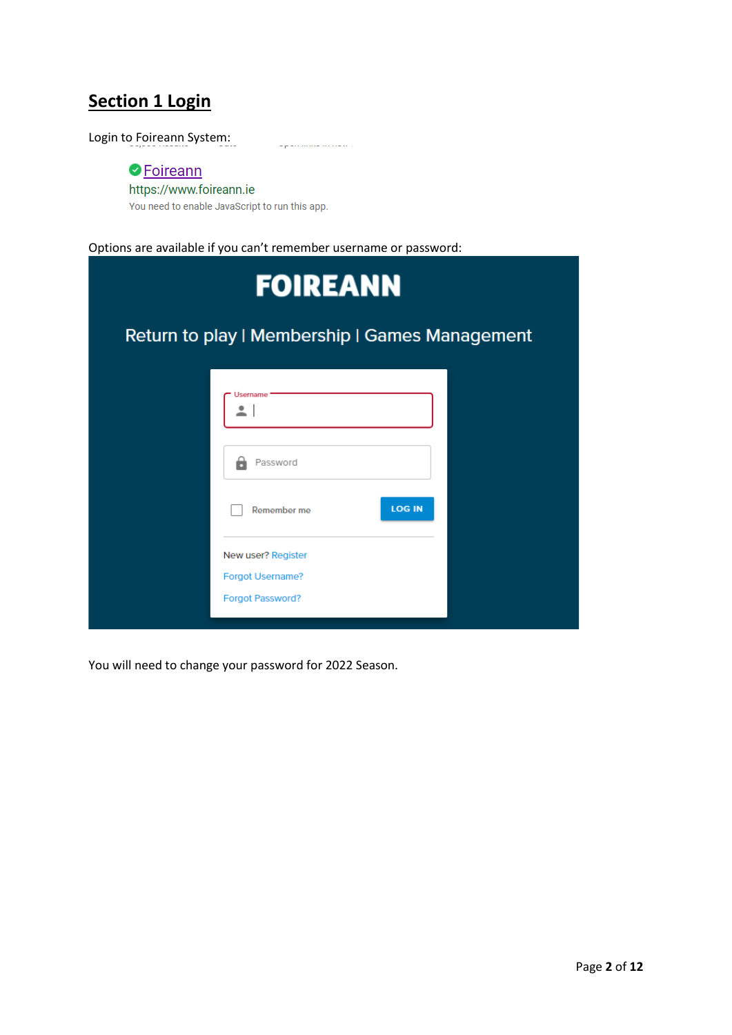# Section 1 Login

Login to Foireann System:

[Foireann](https://www.foireann.ie)
https://www.foireann.ie
You need to enable JavaScript to run this app.

Options are available if you can't remember username or password:

FOIREANN

Return to play | Membership | Games Management

Username

Password

Remember me

LOG IN

New user? Register

Forgot Username?

Forgot Password?

You will need to change your password for 2022 Season.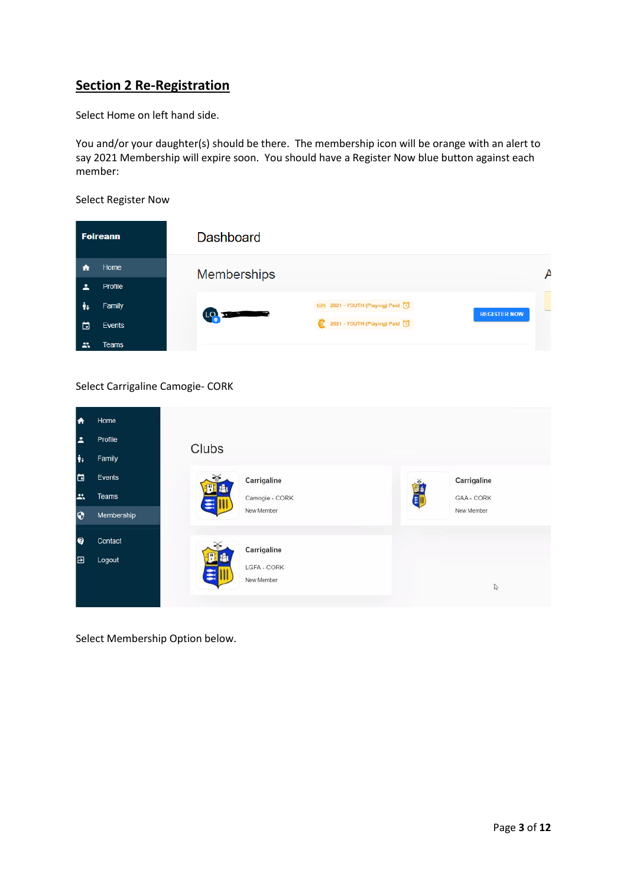## Section 2 Re-Registration

Select Home on left hand side.

You and/or your daughter(s) should be there. The membership icon will be orange with an alert to say 2021 Membership will expire soon. You should have a Register Now blue button against each member:

Select Register Now

Select Carrigaline Camogie- CORK

Select Membership Option below.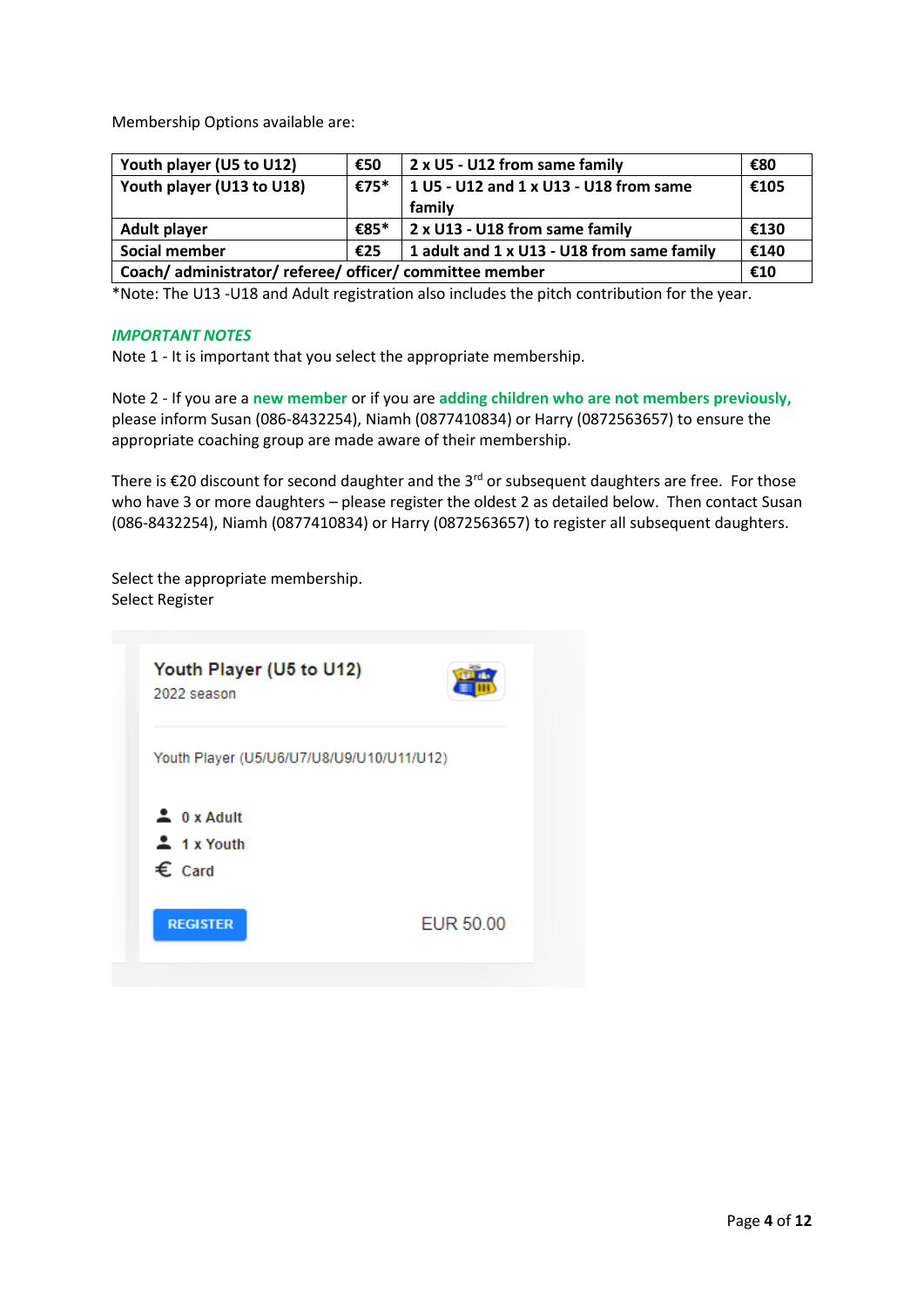Membership Options available are:

| | | | |
|---|---|---|---|
| **Youth player (U5 to U12)** | **€50** | **2 x U5 - U12 from same family** | **€80** |
| **Youth player (U13 to U18)** | **€75*** | **1 U5 - U12 and 1 x U13 - U18 from same family** | **€105** |
| **Adult player** | **€85*** | **2 x U13 - U18 from same family** | **€130** |
| **Social member** | **€25** | **1 adult and 1 x U13 - U18 from same family** | **€140** |
| **Coach/ administrator/ referee/ officer/ committee member** | | | **€10** |

*Note: The U13 -U18 and Adult registration also includes the pitch contribution for the year.

***IMPORTANT NOTES***

Note 1 - It is important that you select the appropriate membership.

Note 2 - If you are a **new member** or if you are **adding children who are not members previously,** please inform Susan (086-8432254), Niamh (0877410834) or Harry (0872563657) to ensure the appropriate coaching group are made aware of their membership.

There is €20 discount for second daughter and the 3rd or subsequent daughters are free. For those who have 3 or more daughters – please register the oldest 2 as detailed below. Then contact Susan (086-8432254), Niamh (0877410834) or Harry (0872563657) to register all subsequent daughters.

Select the appropriate membership.
Select Register

**Youth Player (U5 to U12)**
2022 season

Youth Player (U5/U6/U7/U8/U9/U10/U11/U12)

0 x Adult
1 x Youth
Card

REGISTER

EUR 50.00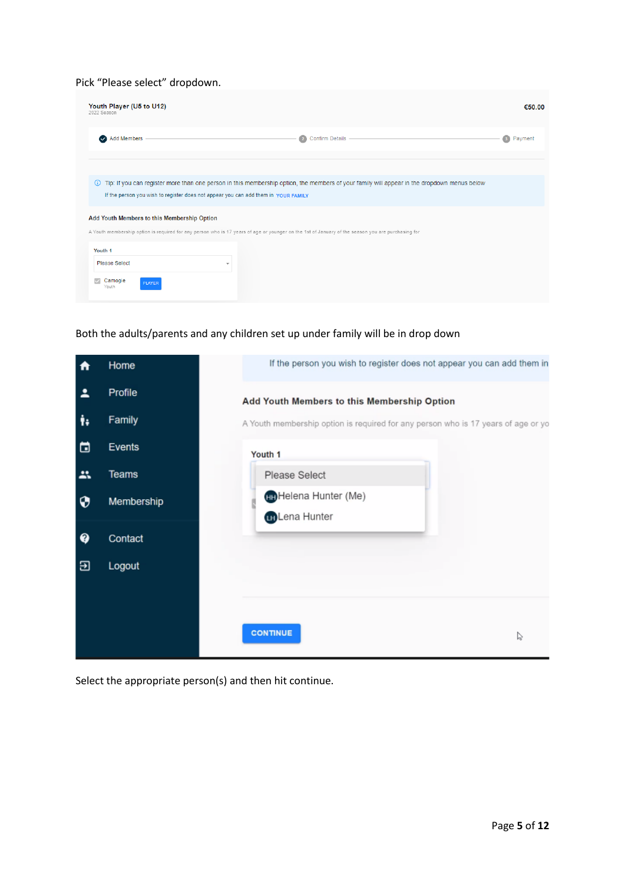Pick “Please select” dropdown.

Both the adults/parents and any children set up under family will be in drop down

Select the appropriate person(s) and then hit continue.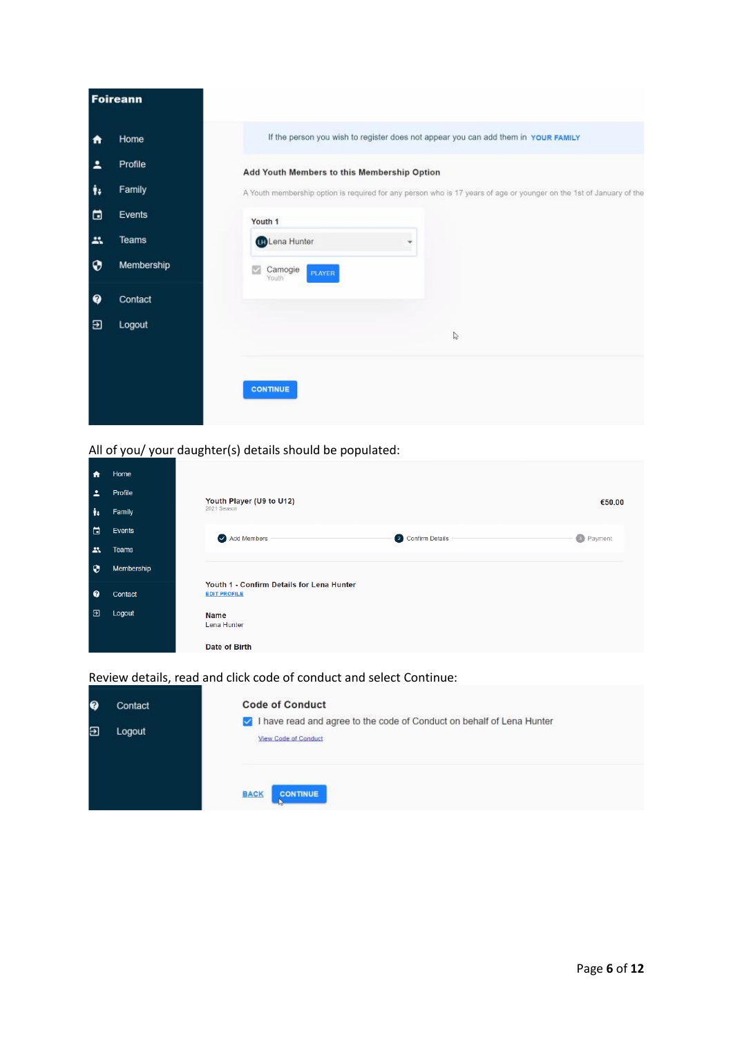Foireann

Home

Profile

Family

Events

Teams

Membership

Contact

Logout

If the person you wish to register does not appear you can add them in YOUR FAMILY

Add Youth Members to this Membership Option

A Youth membership option is required for any person who is 17 years of age or younger on the 1st of January of the

Youth 1

LH Lena Hunter

Camogie Youth PLAYER

CONTINUE

All of you/ your daughter(s) details should be populated:

Home

Profile

Family

Events

Teams

Membership

Contact

Logout

Youth Player (U9 to U12) €50.00

2021 Season

Add Members — Confirm Details — Payment

Youth 1 - Confirm Details for Lena Hunter

EDIT PROFILE

Name

Lena Hunter

Date of Birth

Review details, read and click code of conduct and select Continue:

Contact

Logout

Code of Conduct

I have read and agree to the code of Conduct on behalf of Lena Hunter

View Code of Conduct

BACK CONTINUE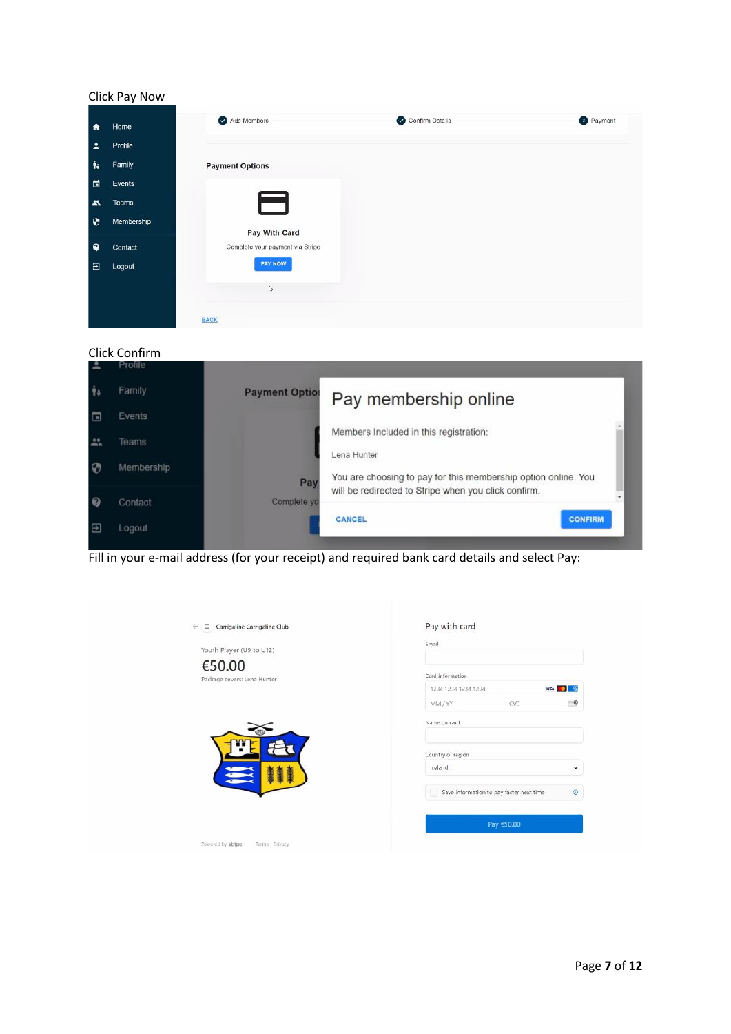Click Pay Now

Click Confirm

Fill in your e-mail address (for your receipt) and required bank card details and select Pay: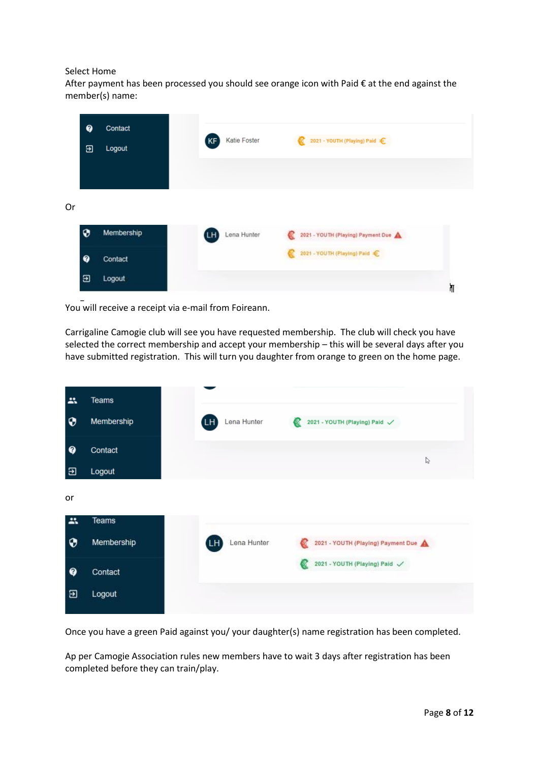Select Home
After payment has been processed you should see orange icon with Paid € at the end against the member(s) name:

Or

You will receive a receipt via e-mail from Foireann.

Carrigaline Camogie club will see you have requested membership. The club will check you have selected the correct membership and accept your membership – this will be several days after you have submitted registration. This will turn you daughter from orange to green on the home page.

or

Once you have a green Paid against you/ your daughter(s) name registration has been completed.

Ap per Camogie Association rules new members have to wait 3 days after registration has been completed before they can train/play.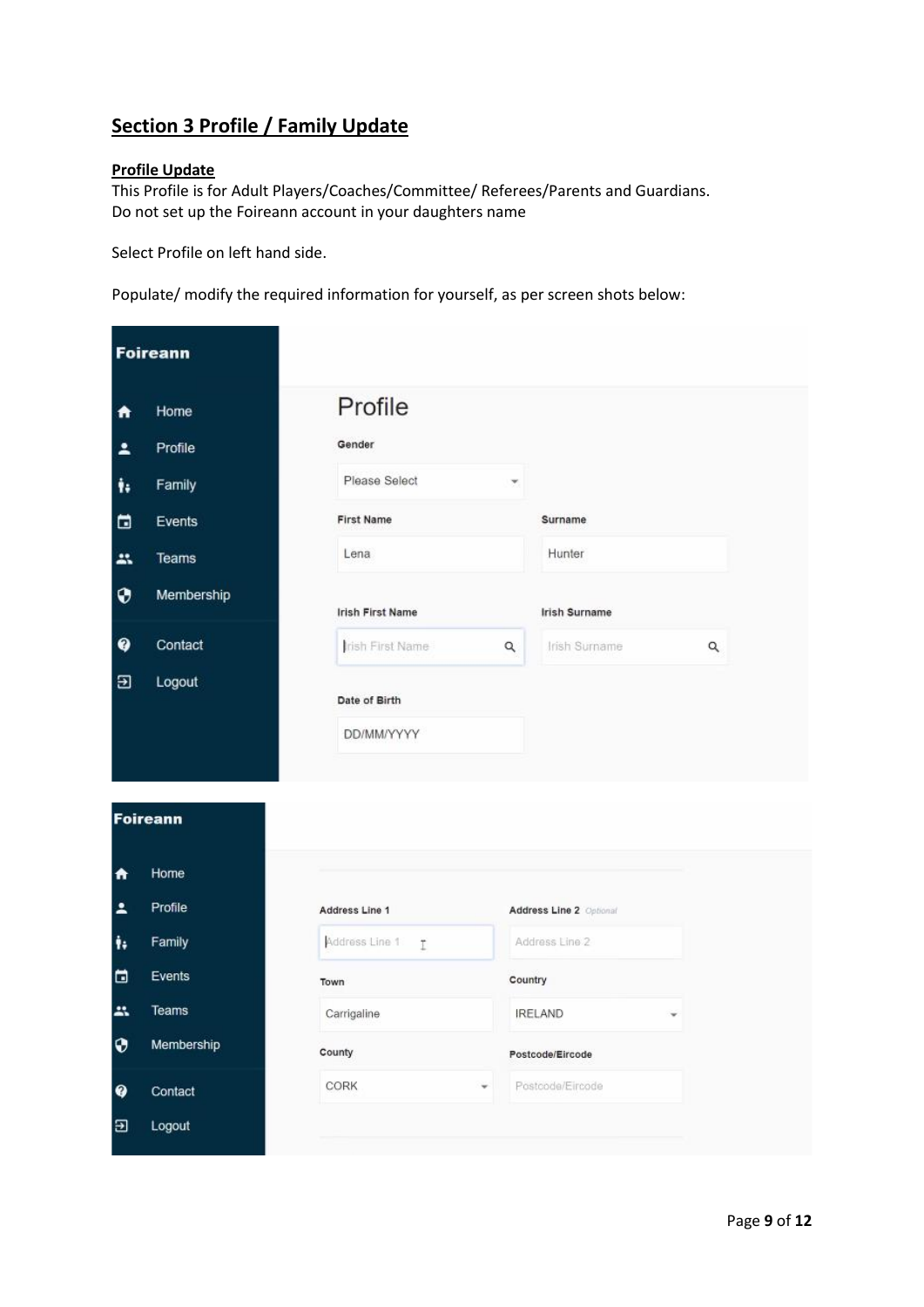## Section 3 Profile / Family Update

**Profile Update**

This Profile is for Adult Players/Coaches/Committee/ Referees/Parents and Guardians.
Do not set up the Foireann account in your daughters name

Select Profile on left hand side.

Populate/ modify the required information for yourself, as per screen shots below:

Foireann

Home
Profile
Family
Events
Teams
Membership
Contact
Logout

Profile

Gender
Please Select

First Name
Lena

Surname
Hunter

Irish First Name
Irish First Name

Irish Surname
Irish Surname

Date of Birth
DD/MM/YYYY

Foireann

Home
Profile
Family
Events
Teams
Membership
Contact
Logout

Address Line 1
Address Line 1

Address Line 2 Optional
Address Line 2

Town
Carrigaline

Country
IRELAND

County
CORK

Postcode/Eircode
Postcode/Eircode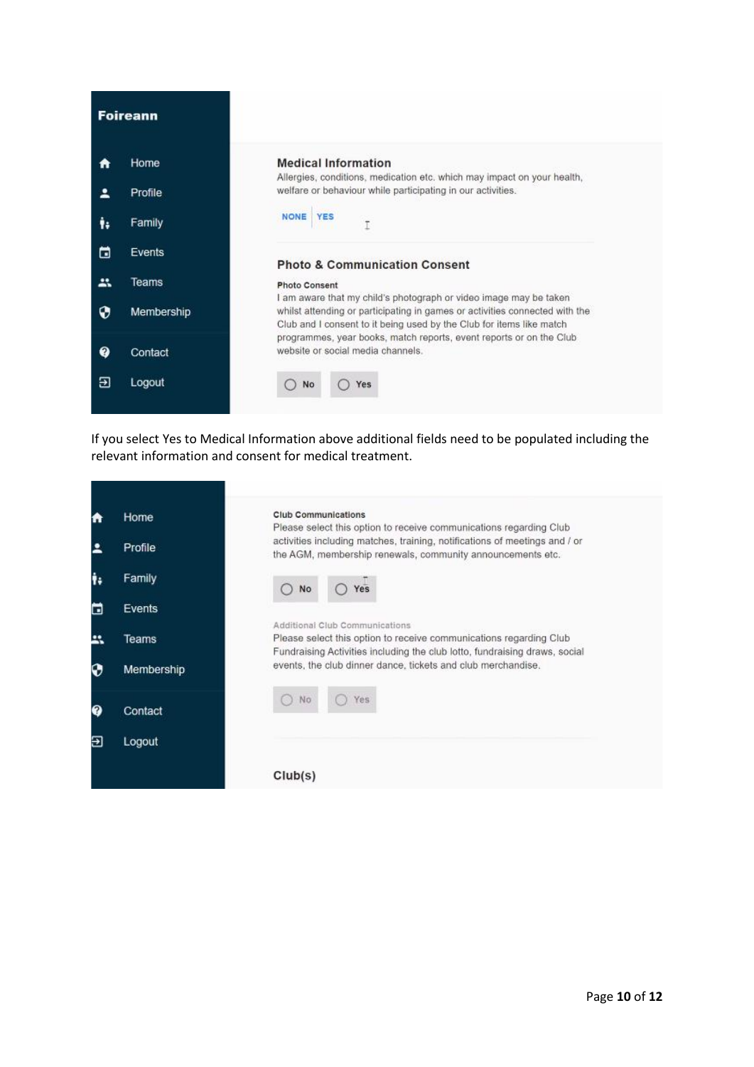**Foireann**

- Home
- Profile
- Family
- Events
- Teams
- Membership
- Contact
- Logout

### Medical Information

Allergies, conditions, medication etc. which may impact on your health, welfare or behaviour while participating in our activities.

NONE | YES

### Photo & Communication Consent

**Photo Consent**

I am aware that my child's photograph or video image may be taken whilst attending or participating in games or activities connected with the Club and I consent to it being used by the Club for items like match programmes, year books, match reports, event reports or on the Club website or social media channels.

○ No ○ Yes

If you select Yes to Medical Information above additional fields need to be populated including the relevant information and consent for medical treatment.

- Home
- Profile
- Family
- Events
- Teams
- Membership
- Contact
- Logout

**Club Communications**

Please select this option to receive communications regarding Club activities including matches, training, notifications of meetings and / or the AGM, membership renewals, community announcements etc.

○ No ○ Yes

Additional Club Communications

Please select this option to receive communications regarding Club Fundraising Activities including the club lotto, fundraising draws, social events, the club dinner dance, tickets and club merchandise.

○ No ○ Yes

### Club(s)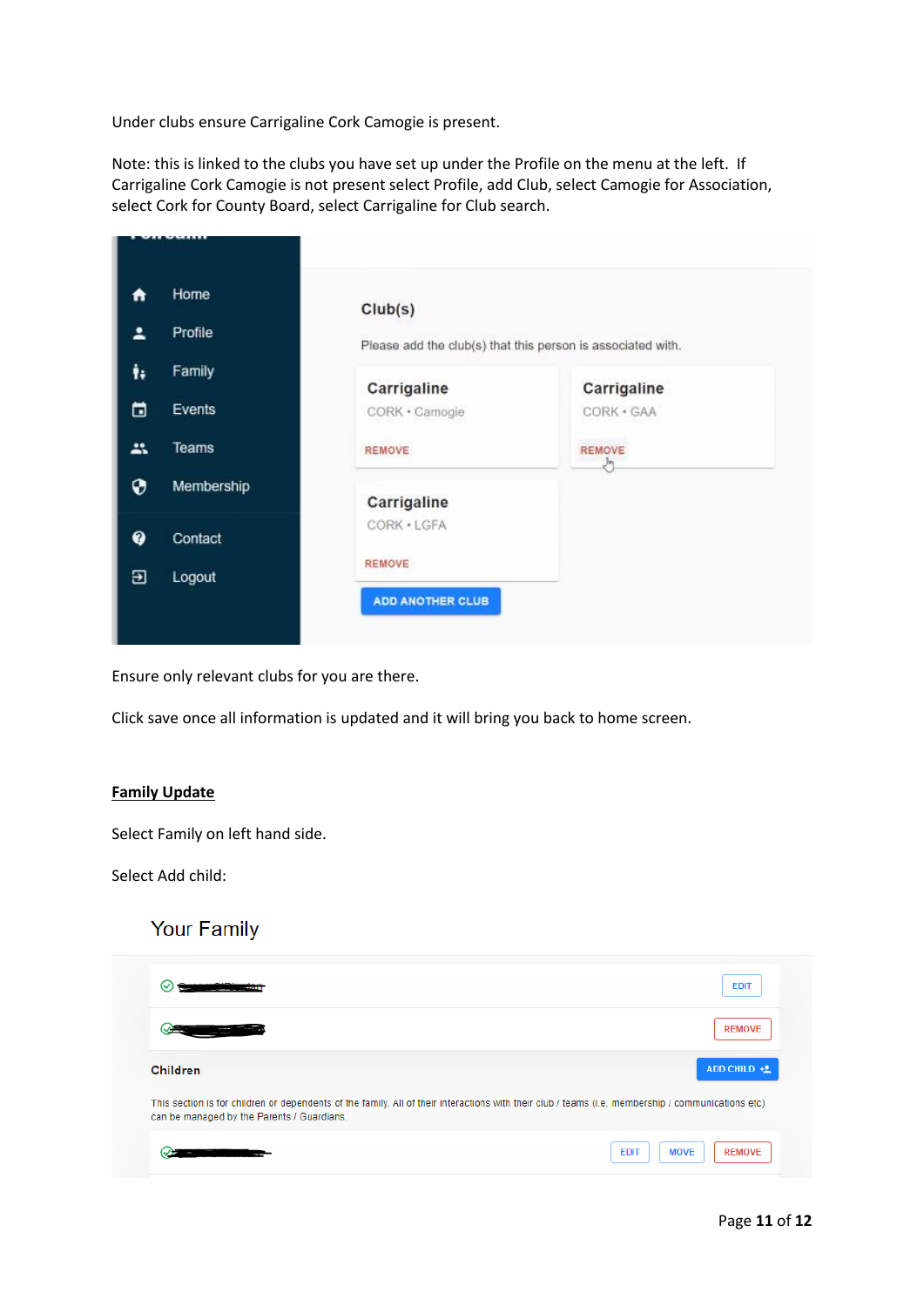Under clubs ensure Carrigaline Cork Camogie is present.

Note: this is linked to the clubs you have set up under the Profile on the menu at the left. If Carrigaline Cork Camogie is not present select Profile, add Club, select Camogie for Association, select Cork for County Board, select Carrigaline for Club search.

Ensure only relevant clubs for you are there.

Click save once all information is updated and it will bring you back to home screen.

**Family Update**

Select Family on left hand side.

Select Add child: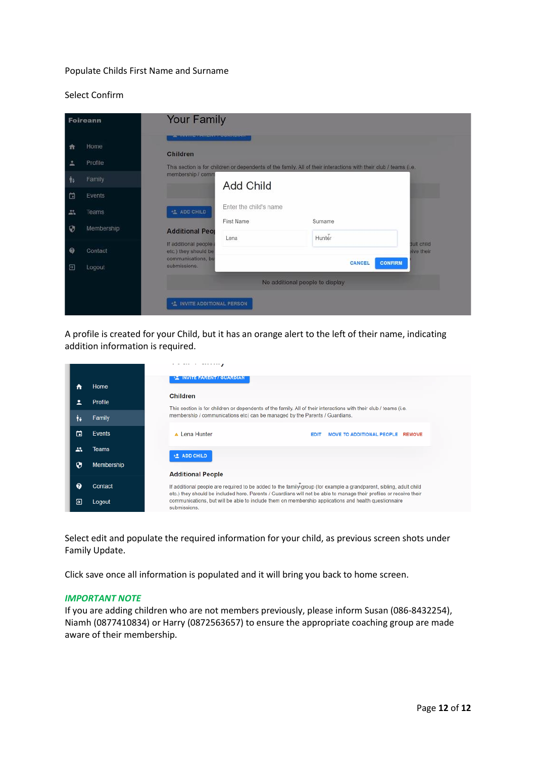Populate Childs First Name and Surname

Select Confirm

A profile is created for your Child, but it has an orange alert to the left of their name, indicating addition information is required.

Select edit and populate the required information for your child, as previous screen shots under Family Update.

Click save once all information is populated and it will bring you back to home screen.

***IMPORTANT NOTE***

If you are adding children who are not members previously, please inform Susan (086-8432254), Niamh (0877410834) or Harry (0872563657) to ensure the appropriate coaching group are made aware of their membership.